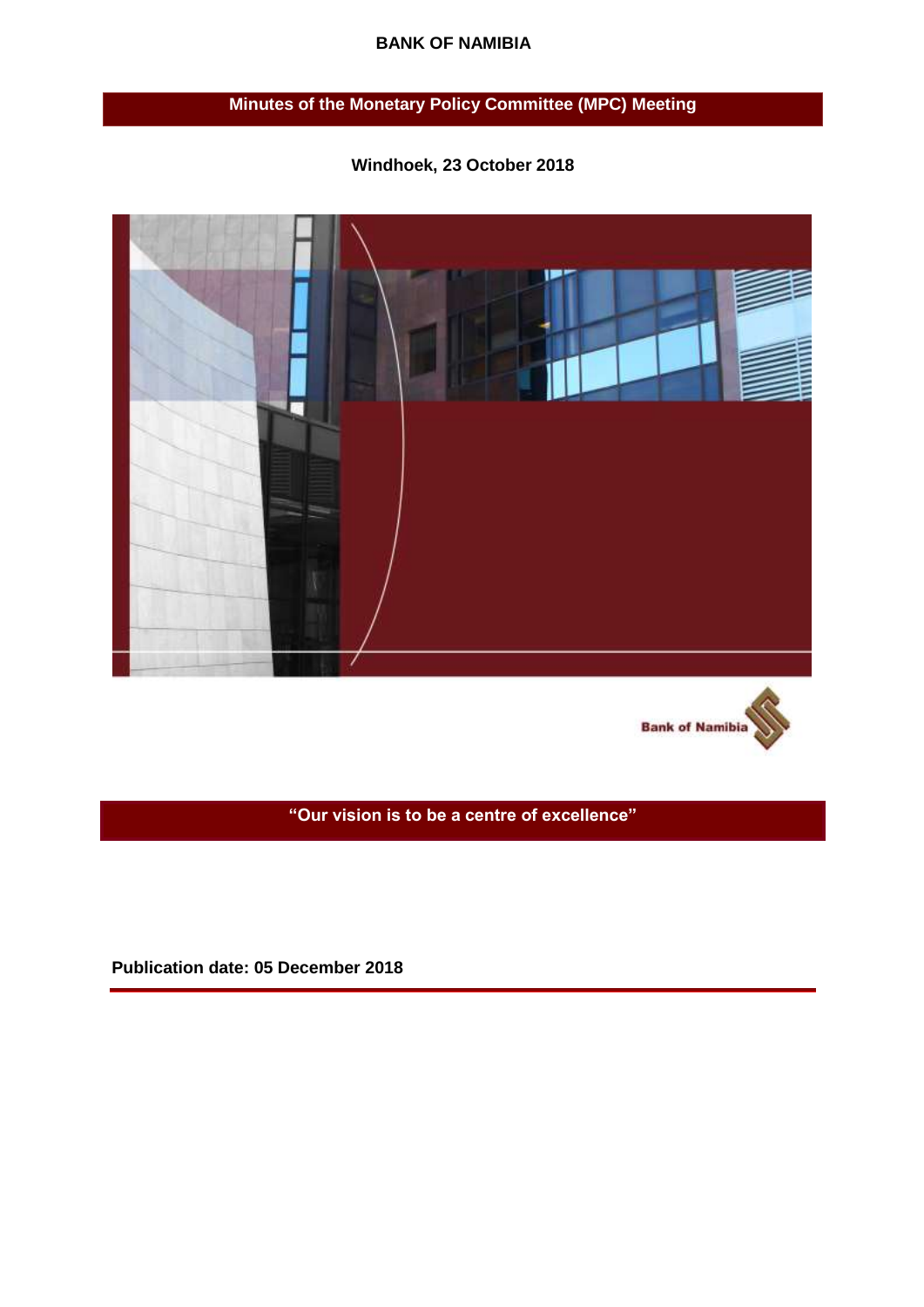**BANK OF NAMIBIA**

# Minutes of the Monetary Policy Committee (MPC) Meeting

**Windhoek, 23 October 2018**

Bank of Namibia

**"Our vision is to be a centre of excellence"**

**Publication date: 05 December 2018**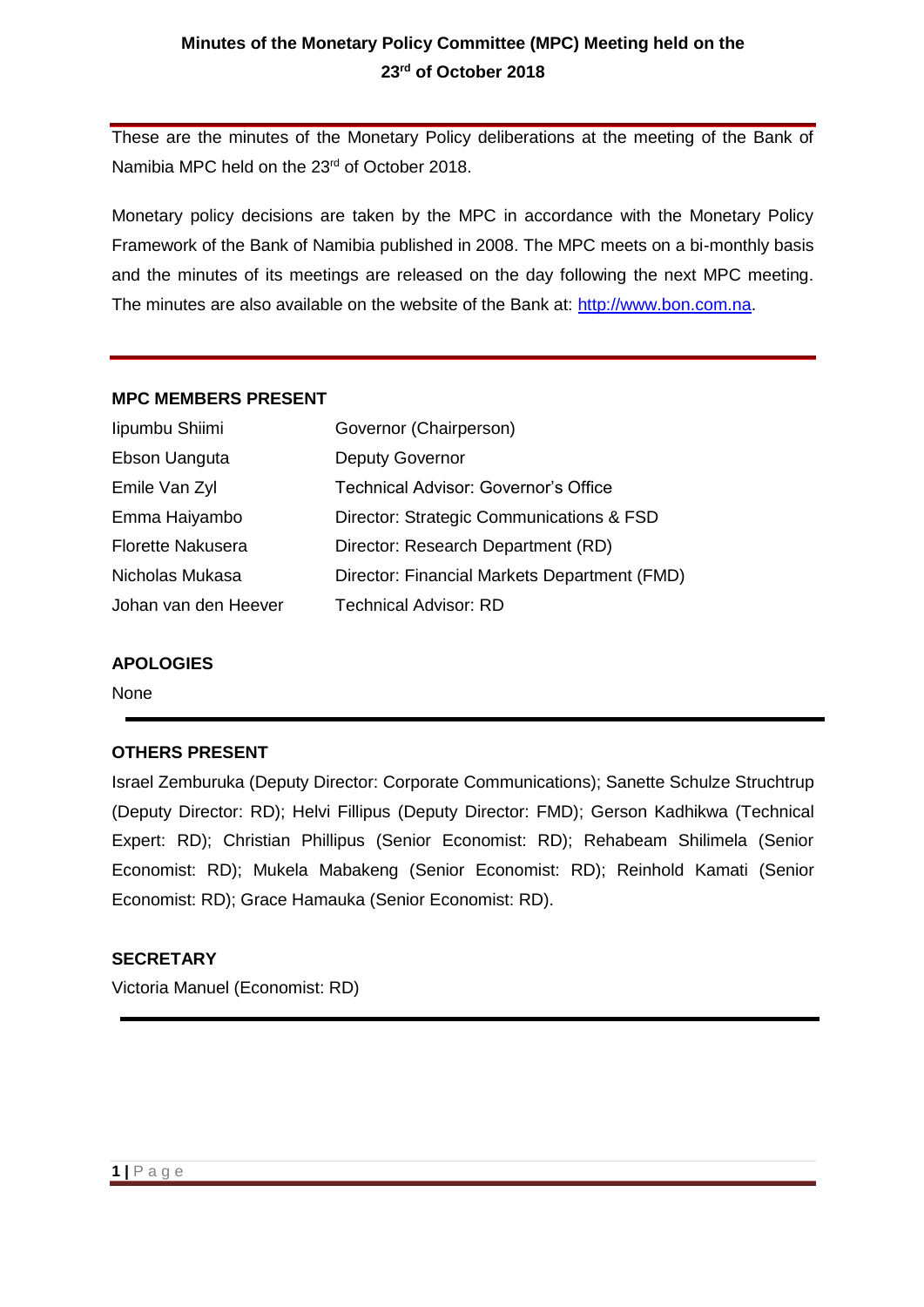# Minutes of the Monetary Policy Committee (MPC) Meeting held on the 23rd of October 2018

These are the minutes of the Monetary Policy deliberations at the meeting of the Bank of Namibia MPC held on the 23rd of October 2018.

Monetary policy decisions are taken by the MPC in accordance with the Monetary Policy Framework of the Bank of Namibia published in 2008. The MPC meets on a bi-monthly basis and the minutes of its meetings are released on the day following the next MPC meeting. The minutes are also available on the website of the Bank at: [http://www.bon.com.na](http://www.bon.com.na).

**MPC MEMBERS PRESENT**

| | |
|---|---|
| Iipumbu Shiimi | Governor (Chairperson) |
| Ebson Uanguta | Deputy Governor |
| Emile Van Zyl | Technical Advisor: Governor's Office |
| Emma Haiyambo | Director: Strategic Communications & FSD |
| Florette Nakusera | Director: Research Department (RD) |
| Nicholas Mukasa | Director: Financial Markets Department (FMD) |
| Johan van den Heever | Technical Advisor: RD |

**APOLOGIES**

None

**OTHERS PRESENT**

Israel Zemburuka (Deputy Director: Corporate Communications); Sanette Schulze Struchtrup (Deputy Director: RD); Helvi Fillipus (Deputy Director: FMD); Gerson Kadhikwa (Technical Expert: RD); Christian Phillipus (Senior Economist: RD); Rehabeam Shilimela (Senior Economist: RD); Mukela Mabakeng (Senior Economist: RD); Reinhold Kamati (Senior Economist: RD); Grace Hamauka (Senior Economist: RD).

**SECRETARY**

Victoria Manuel (Economist: RD)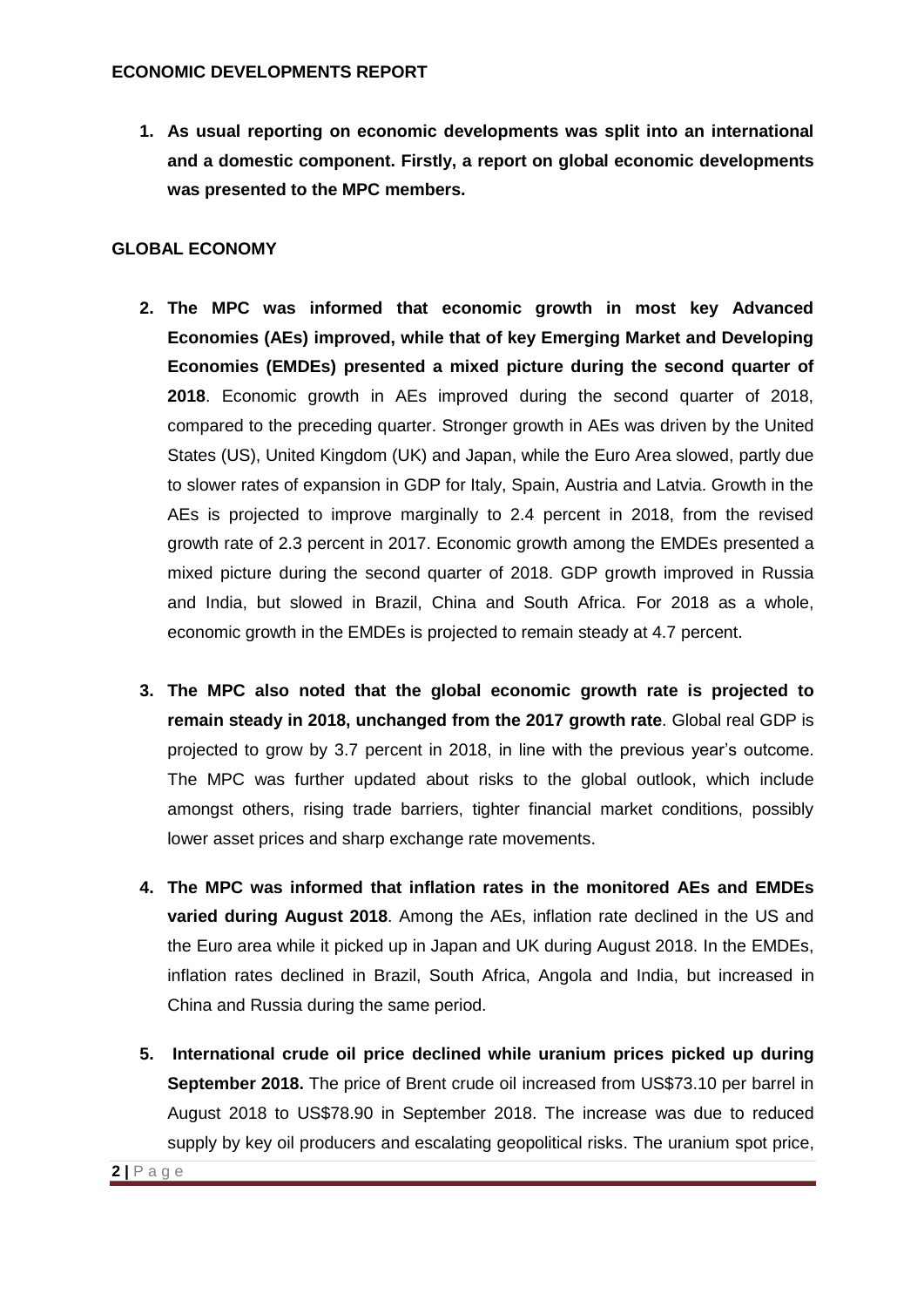## ECONOMIC DEVELOPMENTS REPORT

1. **As usual reporting on economic developments was split into an international and a domestic component. Firstly, a report on global economic developments was presented to the MPC members.**

## GLOBAL ECONOMY

2. **The MPC was informed that economic growth in most key Advanced Economies (AEs) improved, while that of key Emerging Market and Developing Economies (EMDEs) presented a mixed picture during the second quarter of 2018**. Economic growth in AEs improved during the second quarter of 2018, compared to the preceding quarter. Stronger growth in AEs was driven by the United States (US), United Kingdom (UK) and Japan, while the Euro Area slowed, partly due to slower rates of expansion in GDP for Italy, Spain, Austria and Latvia. Growth in the AEs is projected to improve marginally to 2.4 percent in 2018, from the revised growth rate of 2.3 percent in 2017. Economic growth among the EMDEs presented a mixed picture during the second quarter of 2018. GDP growth improved in Russia and India, but slowed in Brazil, China and South Africa. For 2018 as a whole, economic growth in the EMDEs is projected to remain steady at 4.7 percent.

3. **The MPC also noted that the global economic growth rate is projected to remain steady in 2018, unchanged from the 2017 growth rate**. Global real GDP is projected to grow by 3.7 percent in 2018, in line with the previous year's outcome. The MPC was further updated about risks to the global outlook, which include amongst others, rising trade barriers, tighter financial market conditions, possibly lower asset prices and sharp exchange rate movements.

4. **The MPC was informed that inflation rates in the monitored AEs and EMDEs varied during August 2018**. Among the AEs, inflation rate declined in the US and the Euro area while it picked up in Japan and UK during August 2018. In the EMDEs, inflation rates declined in Brazil, South Africa, Angola and India, but increased in China and Russia during the same period.

5. **International crude oil price declined while uranium prices picked up during September 2018.** The price of Brent crude oil increased from US$73.10 per barrel in August 2018 to US$78.90 in September 2018. The increase was due to reduced supply by key oil producers and escalating geopolitical risks. The uranium spot price,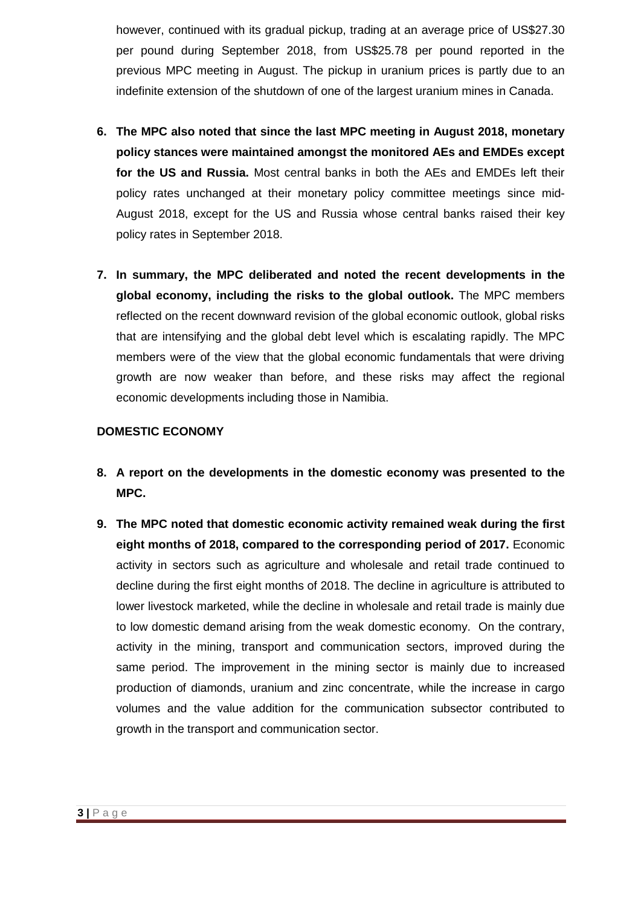however, continued with its gradual pickup, trading at an average price of US$27.30 per pound during September 2018, from US$25.78 per pound reported in the previous MPC meeting in August. The pickup in uranium prices is partly due to an indefinite extension of the shutdown of one of the largest uranium mines in Canada.

6. **The MPC also noted that since the last MPC meeting in August 2018, monetary policy stances were maintained amongst the monitored AEs and EMDEs except for the US and Russia.** Most central banks in both the AEs and EMDEs left their policy rates unchanged at their monetary policy committee meetings since mid-August 2018, except for the US and Russia whose central banks raised their key policy rates in September 2018.

7. **In summary, the MPC deliberated and noted the recent developments in the global economy, including the risks to the global outlook.** The MPC members reflected on the recent downward revision of the global economic outlook, global risks that are intensifying and the global debt level which is escalating rapidly. The MPC members were of the view that the global economic fundamentals that were driving growth are now weaker than before, and these risks may affect the regional economic developments including those in Namibia.

## DOMESTIC ECONOMY

8. **A report on the developments in the domestic economy was presented to the MPC.**

9. **The MPC noted that domestic economic activity remained weak during the first eight months of 2018, compared to the corresponding period of 2017.** Economic activity in sectors such as agriculture and wholesale and retail trade continued to decline during the first eight months of 2018. The decline in agriculture is attributed to lower livestock marketed, while the decline in wholesale and retail trade is mainly due to low domestic demand arising from the weak domestic economy. On the contrary, activity in the mining, transport and communication sectors, improved during the same period. The improvement in the mining sector is mainly due to increased production of diamonds, uranium and zinc concentrate, while the increase in cargo volumes and the value addition for the communication subsector contributed to growth in the transport and communication sector.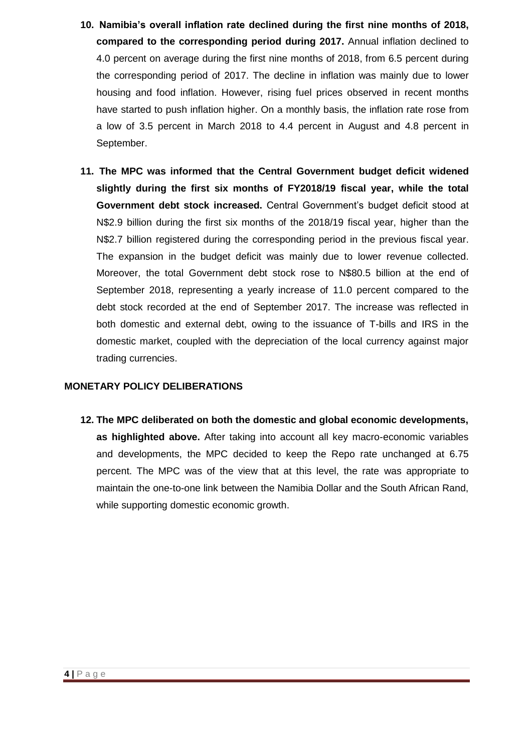10. **Namibia's overall inflation rate declined during the first nine months of 2018, compared to the corresponding period during 2017.** Annual inflation declined to 4.0 percent on average during the first nine months of 2018, from 6.5 percent during the corresponding period of 2017. The decline in inflation was mainly due to lower housing and food inflation. However, rising fuel prices observed in recent months have started to push inflation higher. On a monthly basis, the inflation rate rose from a low of 3.5 percent in March 2018 to 4.4 percent in August and 4.8 percent in September.

11. **The MPC was informed that the Central Government budget deficit widened slightly during the first six months of FY2018/19 fiscal year, while the total Government debt stock increased.** Central Government's budget deficit stood at N$2.9 billion during the first six months of the 2018/19 fiscal year, higher than the N$2.7 billion registered during the corresponding period in the previous fiscal year. The expansion in the budget deficit was mainly due to lower revenue collected. Moreover, the total Government debt stock rose to N$80.5 billion at the end of September 2018, representing a yearly increase of 11.0 percent compared to the debt stock recorded at the end of September 2017. The increase was reflected in both domestic and external debt, owing to the issuance of T-bills and IRS in the domestic market, coupled with the depreciation of the local currency against major trading currencies.

## MONETARY POLICY DELIBERATIONS

12. **The MPC deliberated on both the domestic and global economic developments, as highlighted above.** After taking into account all key macro-economic variables and developments, the MPC decided to keep the Repo rate unchanged at 6.75 percent. The MPC was of the view that at this level, the rate was appropriate to maintain the one-to-one link between the Namibia Dollar and the South African Rand, while supporting domestic economic growth.